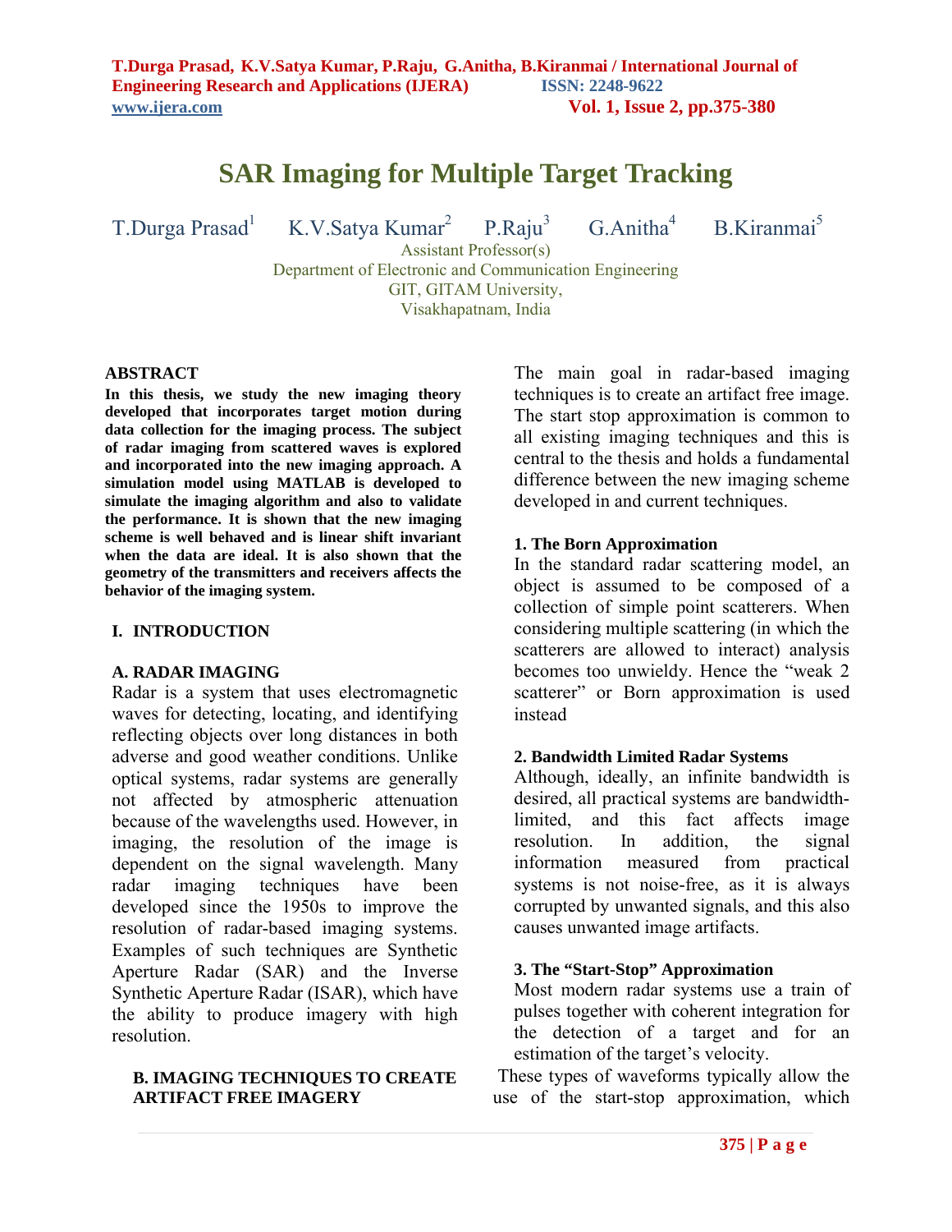# SAR Imaging for Multiple Target Tracking

T.Durga Prasad[1] K.V.Satya Kumar[2] P.Raju[3] G.Anitha[4] B.Kiranmai[5]

Assistant Professor(s)
Department of Electronic and Communication Engineering
GIT, GITAM University,
Visakhapatnam, India

**ABSTRACT**

**In this thesis, we study the new imaging theory developed that incorporates target motion during data collection for the imaging process. The subject of radar imaging from scattered waves is explored and incorporated into the new imaging approach. A simulation model using MATLAB is developed to simulate the imaging algorithm and also to validate the performance. It is shown that the new imaging scheme is well behaved and is linear shift invariant when the data are ideal. It is also shown that the geometry of the transmitters and receivers affects the behavior of the imaging system.**

## I. INTRODUCTION

### A. RADAR IMAGING

Radar is a system that uses electromagnetic waves for detecting, locating, and identifying reflecting objects over long distances in both adverse and good weather conditions. Unlike optical systems, radar systems are generally not affected by atmospheric attenuation because of the wavelengths used. However, in imaging, the resolution of the image is dependent on the signal wavelength. Many radar imaging techniques have been developed since the 1950s to improve the resolution of radar-based imaging systems. Examples of such techniques are Synthetic Aperture Radar (SAR) and the Inverse Synthetic Aperture Radar (ISAR), which have the ability to produce imagery with high resolution.

### B. IMAGING TECHNIQUES TO CREATE ARTIFACT FREE IMAGERY

The main goal in radar-based imaging techniques is to create an artifact free image. The start stop approximation is common to all existing imaging techniques and this is central to the thesis and holds a fundamental difference between the new imaging scheme developed in and current techniques.

#### 1. The Born Approximation

In the standard radar scattering model, an object is assumed to be composed of a collection of simple point scatterers. When considering multiple scattering (in which the scatterers are allowed to interact) analysis becomes too unwieldy. Hence the "weak 2 scatterer" or Born approximation is used instead

#### 2. Bandwidth Limited Radar Systems

Although, ideally, an infinite bandwidth is desired, all practical systems are bandwidth-limited, and this fact affects image resolution. In addition, the signal information measured from practical systems is not noise-free, as it is always corrupted by unwanted signals, and this also causes unwanted image artifacts.

#### 3. The "Start-Stop" Approximation

Most modern radar systems use a train of pulses together with coherent integration for the detection of a target and for an estimation of the target's velocity.

These types of waveforms typically allow the use of the start-stop approximation, which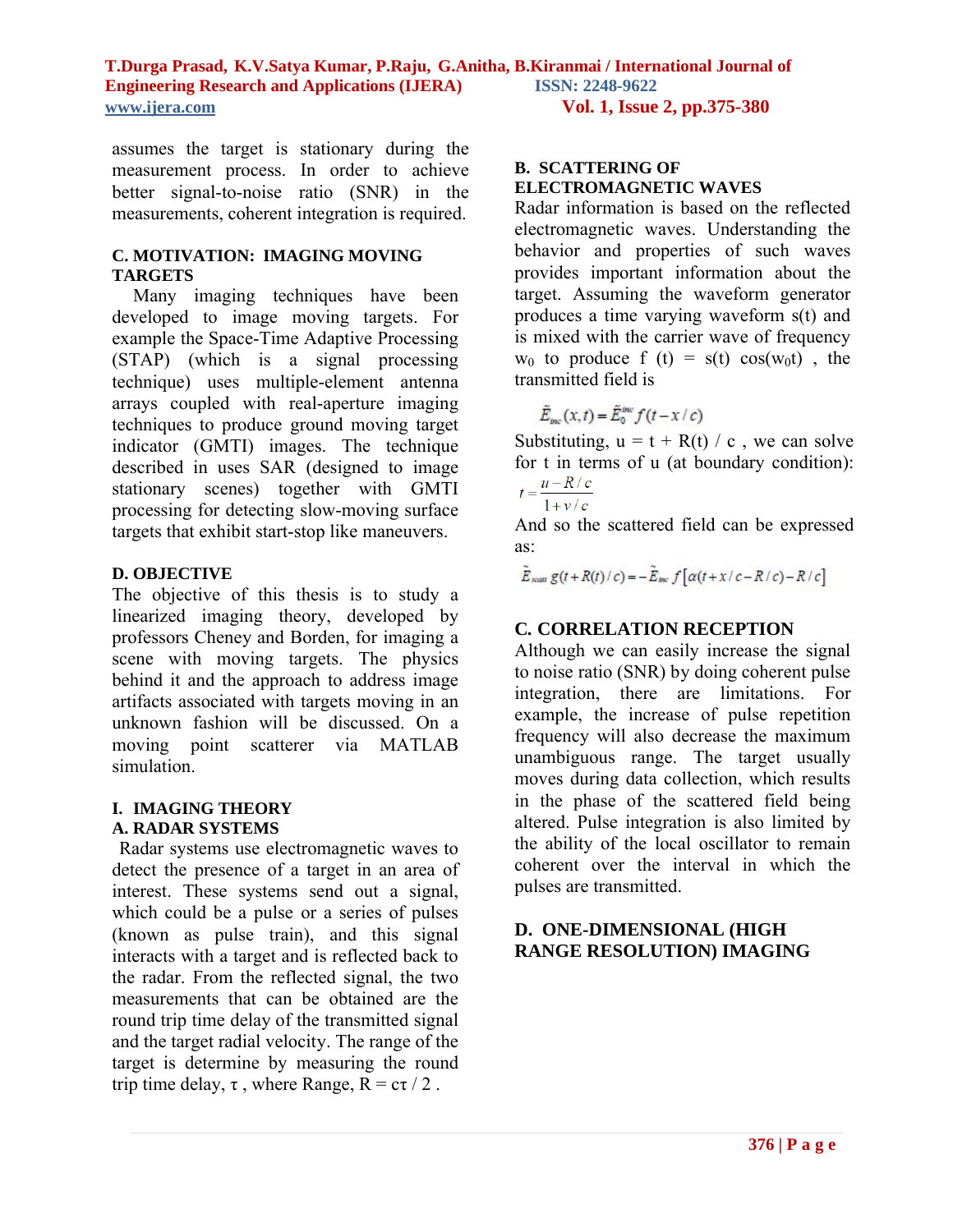assumes the target is stationary during the measurement process. In order to achieve better signal-to-noise ratio (SNR) in the measurements, coherent integration is required.

### C. MOTIVATION: IMAGING MOVING TARGETS

Many imaging techniques have been developed to image moving targets. For example the Space-Time Adaptive Processing (STAP) (which is a signal processing technique) uses multiple-element antenna arrays coupled with real-aperture imaging techniques to produce ground moving target indicator (GMTI) images. The technique described in uses SAR (designed to image stationary scenes) together with GMTI processing for detecting slow-moving surface targets that exhibit start-stop like maneuvers.

### D. OBJECTIVE

The objective of this thesis is to study a linearized imaging theory, developed by professors Cheney and Borden, for imaging a scene with moving targets. The physics behind it and the approach to address image artifacts associated with targets moving in an unknown fashion will be discussed. On a moving point scatterer via MATLAB simulation.

## I. IMAGING THEORY

### A. RADAR SYSTEMS

Radar systems use electromagnetic waves to detect the presence of a target in an area of interest. These systems send out a signal, which could be a pulse or a series of pulses (known as pulse train), and this signal interacts with a target and is reflected back to the radar. From the reflected signal, the two measurements that can be obtained are the round trip time delay of the transmitted signal and the target radial velocity. The range of the target is determine by measuring the round trip time delay, $\tau$ , where Range, $R = c\tau / 2$ .

### B. SCATTERING OF ELECTROMAGNETIC WAVES

Radar information is based on the reflected electromagnetic waves. Understanding the behavior and properties of such waves provides important information about the target. Assuming the waveform generator produces a time varying waveform s(t) and is mixed with the carrier wave of frequency $w_0$ to produce $f(t) = s(t)\cos(w_0 t)$ , the transmitted field is

$$\tilde{E}_{inc}(x,t) = \tilde{E}_0^{inc} f(t - x/c)$$

Substituting, $u = t + R(t) / c$ , we can solve for t in terms of u (at boundary condition):

$$t = \frac{u - R/c}{1 + v/c}$$

And so the scattered field can be expressed as:

$$\tilde{E}_{scatt}\, g(t + R(t)/c) = -\tilde{E}_{inc}\, f\left[\alpha(t + x/c - R/c) - R/c\right]$$

### C. CORRELATION RECEPTION

Although we can easily increase the signal to noise ratio (SNR) by doing coherent pulse integration, there are limitations. For example, the increase of pulse repetition frequency will also decrease the maximum unambiguous range. The target usually moves during data collection, which results in the phase of the scattered field being altered. Pulse integration is also limited by the ability of the local oscillator to remain coherent over the interval in which the pulses are transmitted.

### D. ONE-DIMENSIONAL (HIGH RANGE RESOLUTION) IMAGING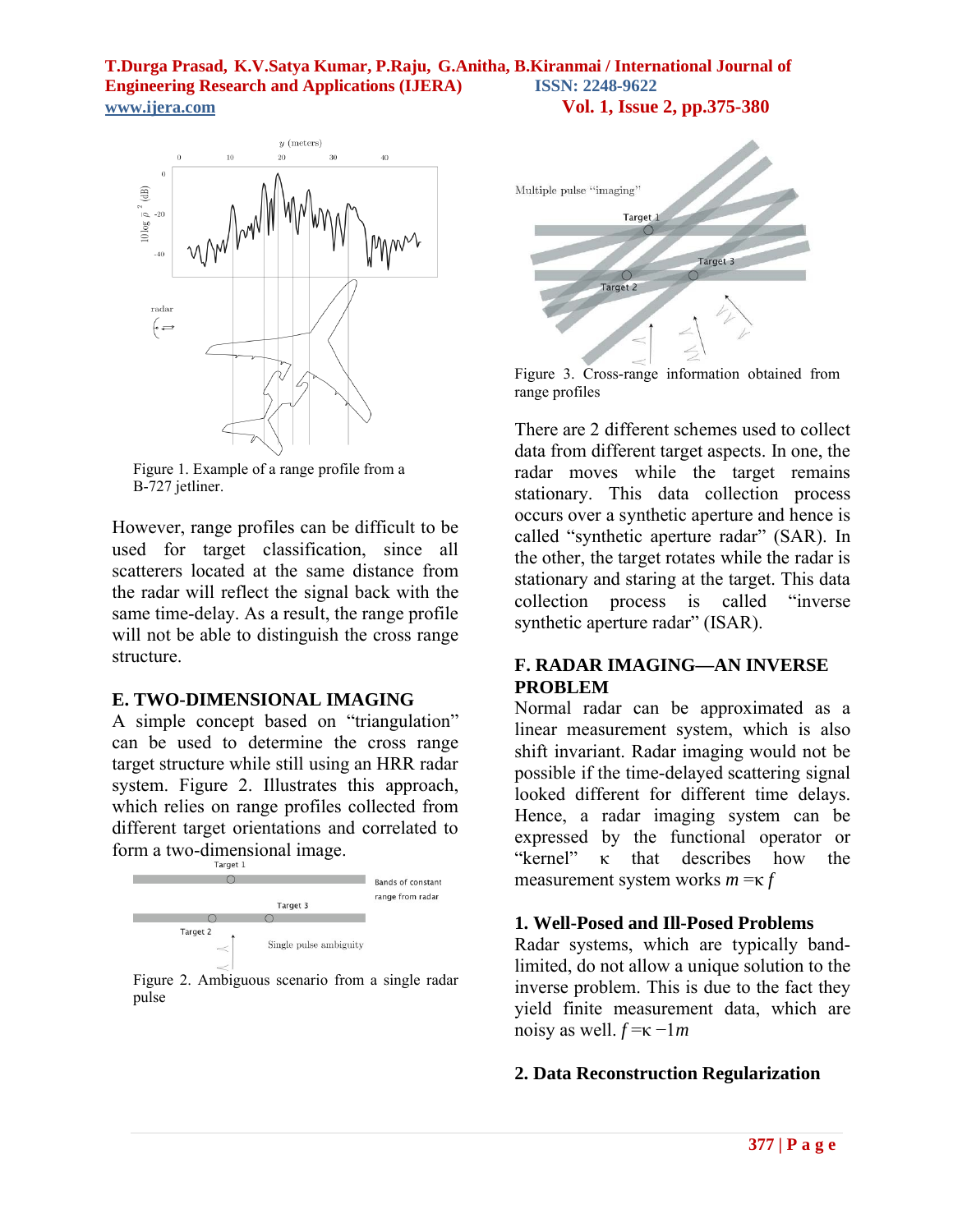Figure 1. Example of a range profile from a B-727 jetliner.

However, range profiles can be difficult to be used for target classification, since all scatterers located at the same distance from the radar will reflect the signal back with the same time-delay. As a result, the range profile will not be able to distinguish the cross range structure.

## E. TWO-DIMENSIONAL IMAGING

A simple concept based on "triangulation" can be used to determine the cross range target structure while still using an HRR radar system. Figure 2. Illustrates this approach, which relies on range profiles collected from different target orientations and correlated to form a two-dimensional image.

Figure 2. Ambiguous scenario from a single radar pulse

Figure 3. Cross-range information obtained from range profiles

There are 2 different schemes used to collect data from different target aspects. In one, the radar moves while the target remains stationary. This data collection process occurs over a synthetic aperture and hence is called "synthetic aperture radar" (SAR). In the other, the target rotates while the radar is stationary and staring at the target. This data collection process is called "inverse synthetic aperture radar" (ISAR).

## F. RADAR IMAGING—AN INVERSE PROBLEM

Normal radar can be approximated as a linear measurement system, which is also shift invariant. Radar imaging would not be possible if the time-delayed scattering signal looked different for different time delays. Hence, a radar imaging system can be expressed by the functional operator or "kernel" κ that describes how the measurement system works $m = \kappa f$

### 1. Well-Posed and Ill-Posed Problems

Radar systems, which are typically band-limited, do not allow a unique solution to the inverse problem. This is due to the fact they yield finite measurement data, which are noisy as well. $f = \kappa^{-1} m$

### 2. Data Reconstruction Regularization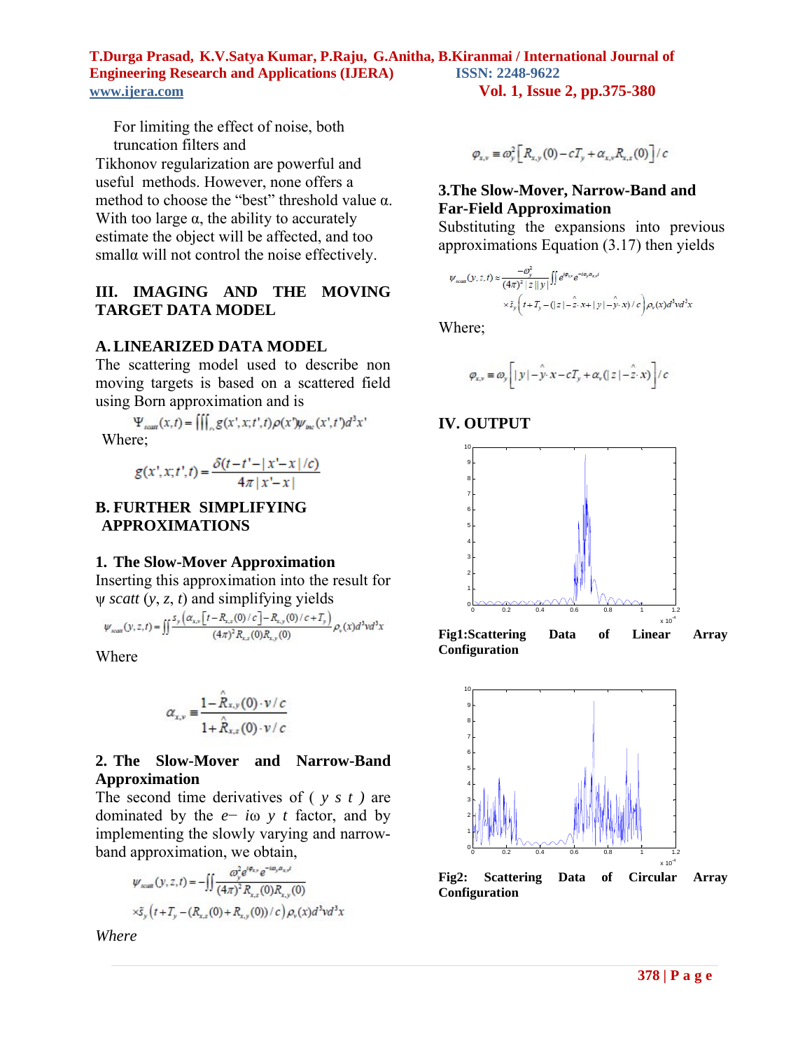For limiting the effect of noise, both truncation filters and Tikhonov regularization are powerful and useful methods. However, none offers a method to choose the "best" threshold value α. With too large α, the ability to accurately estimate the object will be affected, and too smallα will not control the noise effectively.

## III. IMAGING AND THE MOVING TARGET DATA MODEL

### A. LINEARIZED DATA MODEL

The scattering model used to describe non moving targets is based on a scattered field using Born approximation and is

$$\Psi_{scatt}(x,t) = \iiint_{t_x} g(x',x;t',t)\rho(x')\psi_{inc}(x',t')d^3x'$$

Where;

$$g(x',x;t',t) = \frac{\delta(t-t'-|x'-x|/c)}{4\pi|x'-x|}$$

### B. FURTHER SIMPLIFYING APPROXIMATIONS

#### 1. The Slow-Mover Approximation

Inserting this approximation into the result for ψ *scatt* (*y*, *z*, *t*) and simplifying yields

$$\psi_{scatt}(y,z,t) = \iint \frac{s_y\left(\alpha_{x,v}\left[t-R_{x,z}(0)/c\right]-R_{x,y}(0)/c+T_y\right)}{(4\pi)^2 R_{x,z}(0)R_{x,y}(0)}\rho_v(x)d^3vd^3x$$

Where

$$\alpha_{x,v} \equiv \frac{1-\hat{R}_{x,y}(0)\cdot v/c}{1+\hat{R}_{x,z}(0)\cdot v/c}$$

#### 2. The Slow-Mover and Narrow-Band Approximation

The second time derivatives of ( *y s t* ) are dominated by the *e*− *i*ω *y t* factor, and by implementing the slowly varying and narrow-band approximation, we obtain,

$$\psi_{scatt}(y,z,t) = -\iint \frac{\omega_y^2 e^{i\varphi_{x,v}} e^{-i\omega_y\alpha_{x,v}t}}{(4\pi)^2 R_{x,z}(0)R_{x,y}(0)} \times\tilde{s}_y\left(t+T_y-(R_{x,z}(0)+R_{x,y}(0))/c\right)\rho_v(x)d^3vd^3x$$

*Where*

$$\varphi_{x,v} \equiv \omega_y^2\left[R_{x,y}(0)-cT_y+\alpha_{x,v}R_{x,z}(0)\right]/c$$

#### 3. The Slow-Mover, Narrow-Band and Far-Field Approximation

Substituting the expansions into previous approximations Equation (3.17) then yields

$$\psi_{scatt}(y,z,t) \approx \frac{-\omega_y^2}{(4\pi)^2|z||y|}\iint e^{i\varphi_{x,v}} e^{-i\omega_y\alpha_{x,v}t} \times\tilde{s}_y\left(t+T_y-(|z|-\hat{z}\cdot x+|y|-\hat{y}\cdot x)/c\right)\rho_v(x)d^3vd^3x$$

Where;

$$\varphi_{x,v} \equiv \omega_y\left[|y|-\hat{y}\cdot x-cT_y+\alpha_v(|z|-\hat{z}\cdot x)\right]/c$$

## IV. OUTPUT

Fig1:Scattering Data of Linear Array Configuration

Fig2: Scattering Data of Circular Array Configuration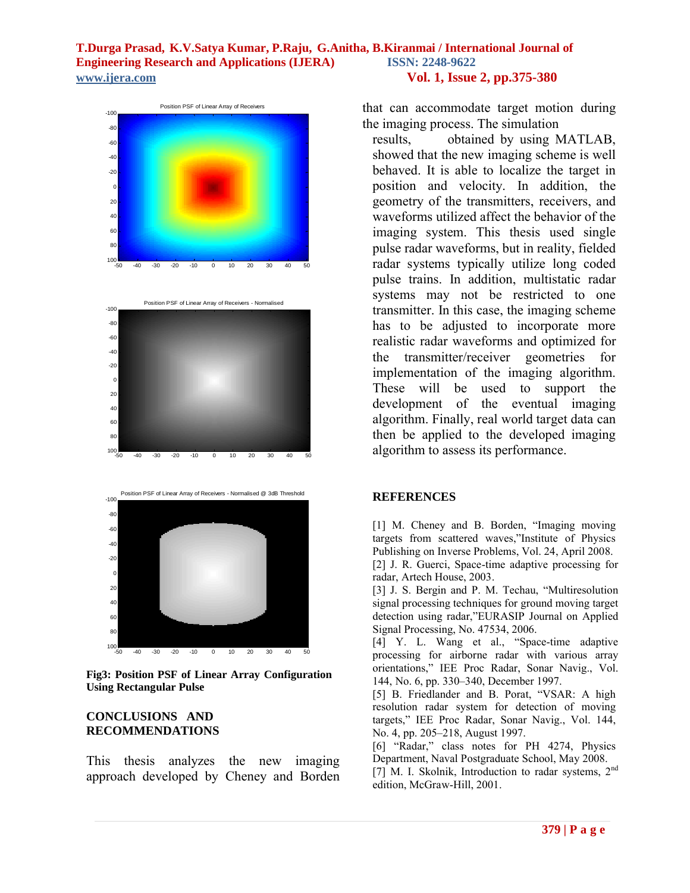Fig3: **Position PSF of Linear Array Configuration Using Rectangular Pulse**

## CONCLUSIONS AND RECOMMENDATIONS

This thesis analyzes the new imaging approach developed by Cheney and Borden that can accommodate target motion during the imaging process. The simulation results, obtained by using MATLAB, showed that the new imaging scheme is well behaved. It is able to localize the target in position and velocity. In addition, the geometry of the transmitters, receivers, and waveforms utilized affect the behavior of the imaging system. This thesis used single pulse radar waveforms, but in reality, fielded radar systems typically utilize long coded pulse trains. In addition, multistatic radar systems may not be restricted to one transmitter. In this case, the imaging scheme has to be adjusted to incorporate more realistic radar waveforms and optimized for the transmitter/receiver geometries for implementation of the imaging algorithm. These will be used to support the development of the eventual imaging algorithm. Finally, real world target data can then be applied to the developed imaging algorithm to assess its performance.

## REFERENCES

[1] M. Cheney and B. Borden, "Imaging moving targets from scattered waves,"Institute of Physics Publishing on Inverse Problems, Vol. 24, April 2008.

[2] J. R. Guerci, Space-time adaptive processing for radar, Artech House, 2003.

[3] J. S. Bergin and P. M. Techau, "Multiresolution signal processing techniques for ground moving target detection using radar,"EURASIP Journal on Applied Signal Processing, No. 47534, 2006.

[4] Y. L. Wang et al., "Space-time adaptive processing for airborne radar with various array orientations," IEE Proc Radar, Sonar Navig., Vol. 144, No. 6, pp. 330–340, December 1997.

[5] B. Friedlander and B. Porat, "VSAR: A high resolution radar system for detection of moving targets," IEE Proc Radar, Sonar Navig., Vol. 144, No. 4, pp. 205–218, August 1997.

[6] "Radar," class notes for PH 4274, Physics Department, Naval Postgraduate School, May 2008.

[7] M. I. Skolnik, Introduction to radar systems, 2nd edition, McGraw-Hill, 2001.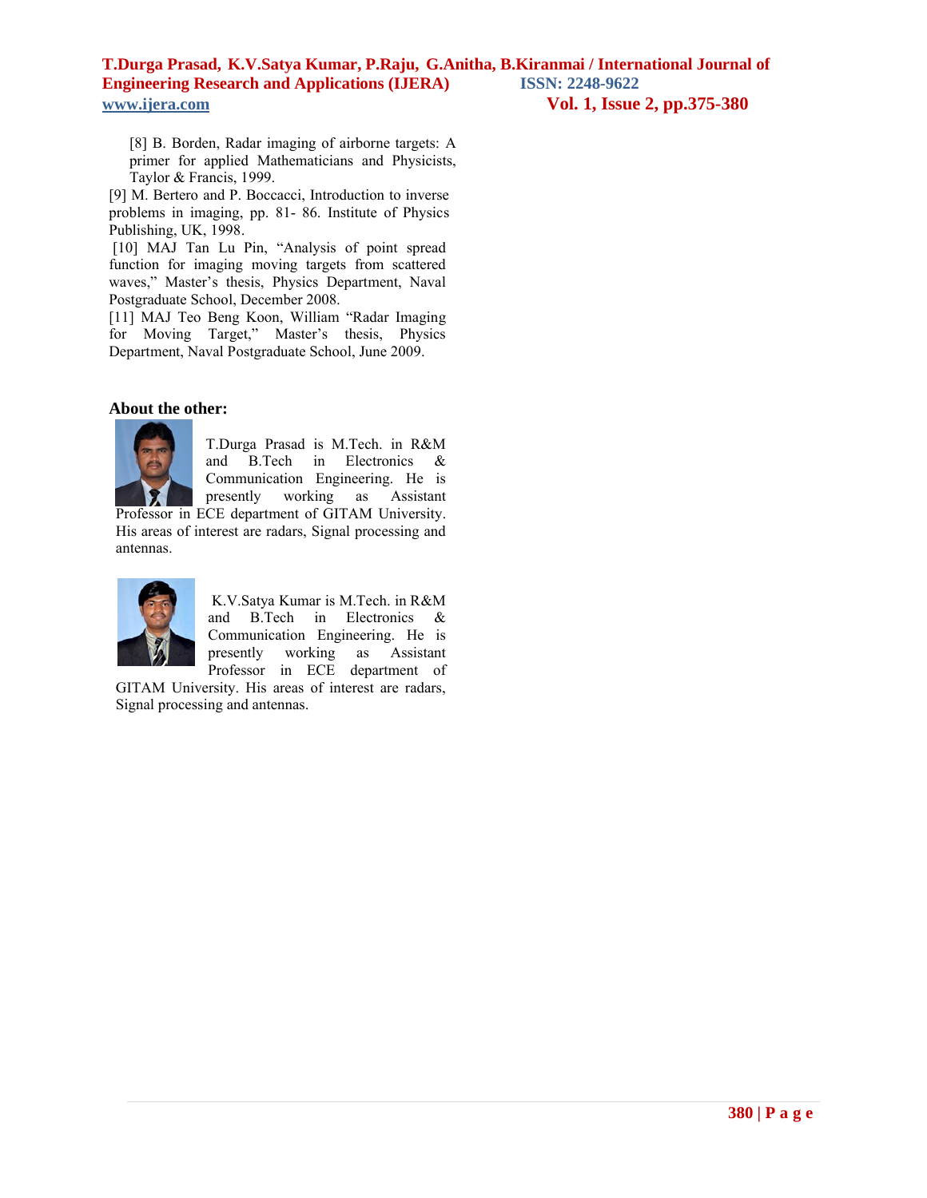[8] B. Borden, Radar imaging of airborne targets: A primer for applied Mathematicians and Physicists, Taylor & Francis, 1999.

[9] M. Bertero and P. Boccacci, Introduction to inverse problems in imaging, pp. 81- 86. Institute of Physics Publishing, UK, 1998.

[10] MAJ Tan Lu Pin, "Analysis of point spread function for imaging moving targets from scattered waves," Master's thesis, Physics Department, Naval Postgraduate School, December 2008.

[11] MAJ Teo Beng Koon, William "Radar Imaging for Moving Target," Master's thesis, Physics Department, Naval Postgraduate School, June 2009.

### About the other:

T.Durga Prasad is M.Tech. in R&M and B.Tech in Electronics & Communication Engineering. He is presently working as Assistant Professor in ECE department of GITAM University. His areas of interest are radars, Signal processing and antennas.

K.V.Satya Kumar is M.Tech. in R&M and B.Tech in Electronics & Communication Engineering. He is presently working as Assistant Professor in ECE department of GITAM University. His areas of interest are radars, Signal processing and antennas.